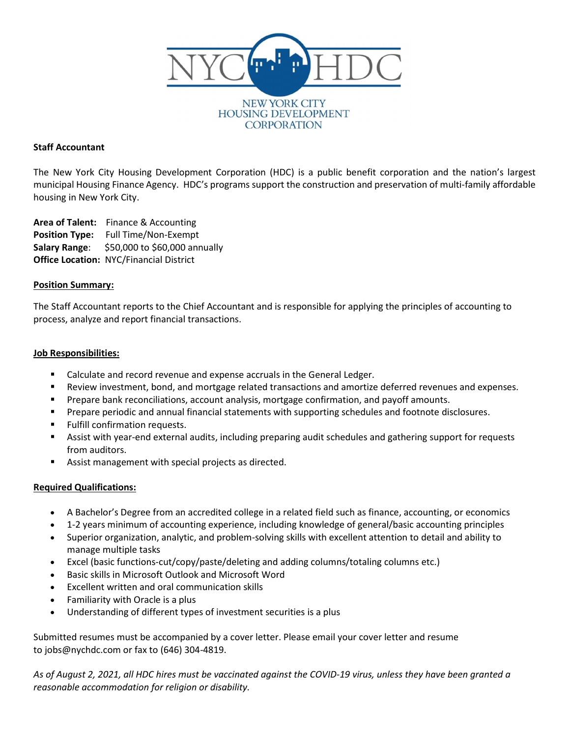NYC HDC

NEW YORK CITY HOUSING DEVELOPMENT CORPORATION

**Staff Accountant**

The New York City Housing Development Corporation (HDC) is a public benefit corporation and the nation's largest municipal Housing Finance Agency. HDC's programs support the construction and preservation of multi-family affordable housing in New York City.

**Area of Talent:** Finance & Accounting
**Position Type:** Full Time/Non-Exempt
**Salary Range**: $50,000 to $60,000 annually
**Office Location:** NYC/Financial District

**Position Summary:**

The Staff Accountant reports to the Chief Accountant and is responsible for applying the principles of accounting to process, analyze and report financial transactions.

**Job Responsibilities:**

- Calculate and record revenue and expense accruals in the General Ledger.
- Review investment, bond, and mortgage related transactions and amortize deferred revenues and expenses.
- Prepare bank reconciliations, account analysis, mortgage confirmation, and payoff amounts.
- Prepare periodic and annual financial statements with supporting schedules and footnote disclosures.
- Fulfill confirmation requests.
- Assist with year-end external audits, including preparing audit schedules and gathering support for requests from auditors.
- Assist management with special projects as directed.

**Required Qualifications:**

- A Bachelor's Degree from an accredited college in a related field such as finance, accounting, or economics
- 1-2 years minimum of accounting experience, including knowledge of general/basic accounting principles
- Superior organization, analytic, and problem-solving skills with excellent attention to detail and ability to manage multiple tasks
- Excel (basic functions-cut/copy/paste/deleting and adding columns/totaling columns etc.)
- Basic skills in Microsoft Outlook and Microsoft Word
- Excellent written and oral communication skills
- Familiarity with Oracle is a plus
- Understanding of different types of investment securities is a plus

Submitted resumes must be accompanied by a cover letter. Please email your cover letter and resume to jobs@nychdc.com or fax to (646) 304-4819.

*As of August 2, 2021, all HDC hires must be vaccinated against the COVID-19 virus, unless they have been granted a reasonable accommodation for religion or disability.*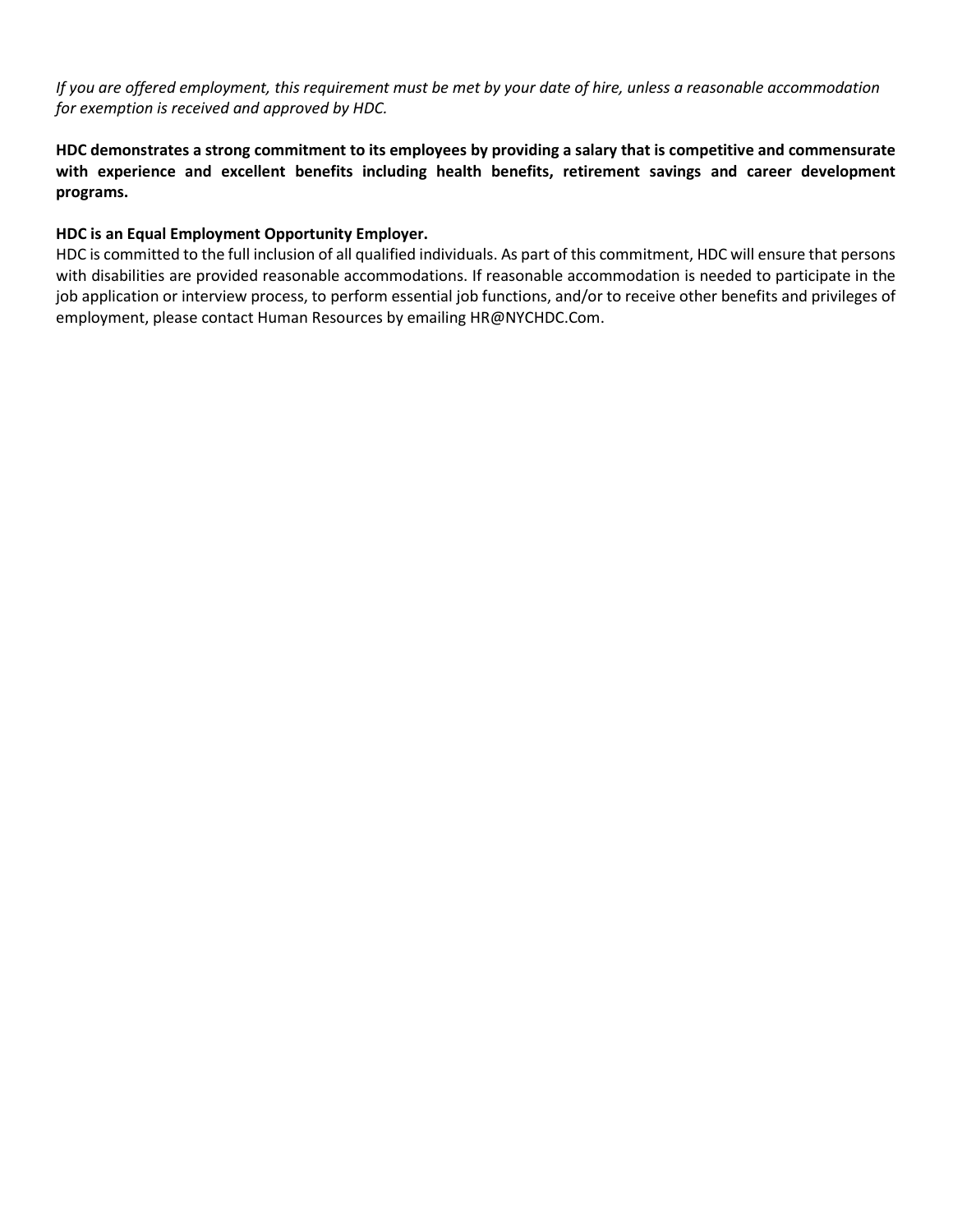*If you are offered employment, this requirement must be met by your date of hire, unless a reasonable accommodation for exemption is received and approved by HDC.*

**HDC demonstrates a strong commitment to its employees by providing a salary that is competitive and commensurate with experience and excellent benefits including health benefits, retirement savings and career development programs.**

**HDC is an Equal Employment Opportunity Employer.**
HDC is committed to the full inclusion of all qualified individuals. As part of this commitment, HDC will ensure that persons with disabilities are provided reasonable accommodations. If reasonable accommodation is needed to participate in the job application or interview process, to perform essential job functions, and/or to receive other benefits and privileges of employment, please contact Human Resources by emailing HR@NYCHDC.Com.